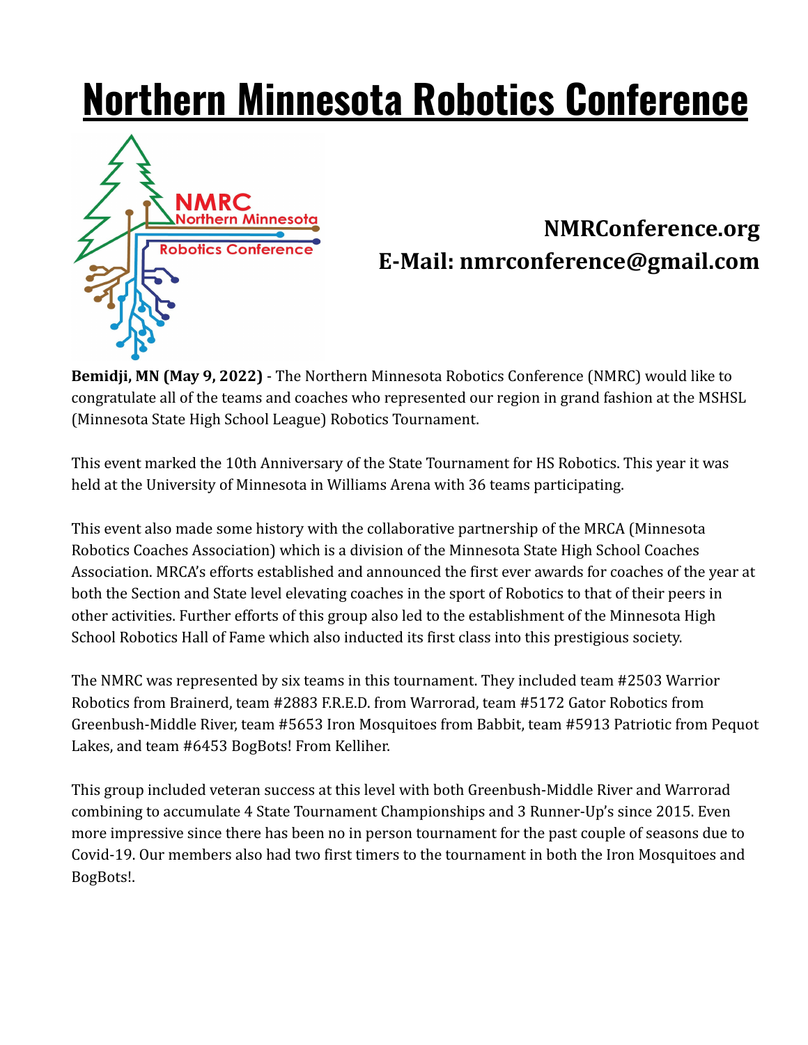# Northern Minnesota Robotics Conference

**NMRConference.org**
**E-Mail: nmrconference@gmail.com**

**Bemidji, MN (May 9, 2022)** - The Northern Minnesota Robotics Conference (NMRC) would like to congratulate all of the teams and coaches who represented our region in grand fashion at the MSHSL (Minnesota State High School League) Robotics Tournament.

This event marked the 10th Anniversary of the State Tournament for HS Robotics. This year it was held at the University of Minnesota in Williams Arena with 36 teams participating.

This event also made some history with the collaborative partnership of the MRCA (Minnesota Robotics Coaches Association) which is a division of the Minnesota State High School Coaches Association. MRCA's efforts established and announced the first ever awards for coaches of the year at both the Section and State level elevating coaches in the sport of Robotics to that of their peers in other activities. Further efforts of this group also led to the establishment of the Minnesota High School Robotics Hall of Fame which also inducted its first class into this prestigious society.

The NMRC was represented by six teams in this tournament. They included team #2503 Warrior Robotics from Brainerd, team #2883 F.R.E.D. from Warrorad, team #5172 Gator Robotics from Greenbush-Middle River, team #5653 Iron Mosquitoes from Babbit, team #5913 Patriotic from Pequot Lakes, and team #6453 BogBots! From Kelliher.

This group included veteran success at this level with both Greenbush-Middle River and Warrorad combining to accumulate 4 State Tournament Championships and 3 Runner-Up's since 2015. Even more impressive since there has been no in person tournament for the past couple of seasons due to Covid-19. Our members also had two first timers to the tournament in both the Iron Mosquitoes and BogBots!.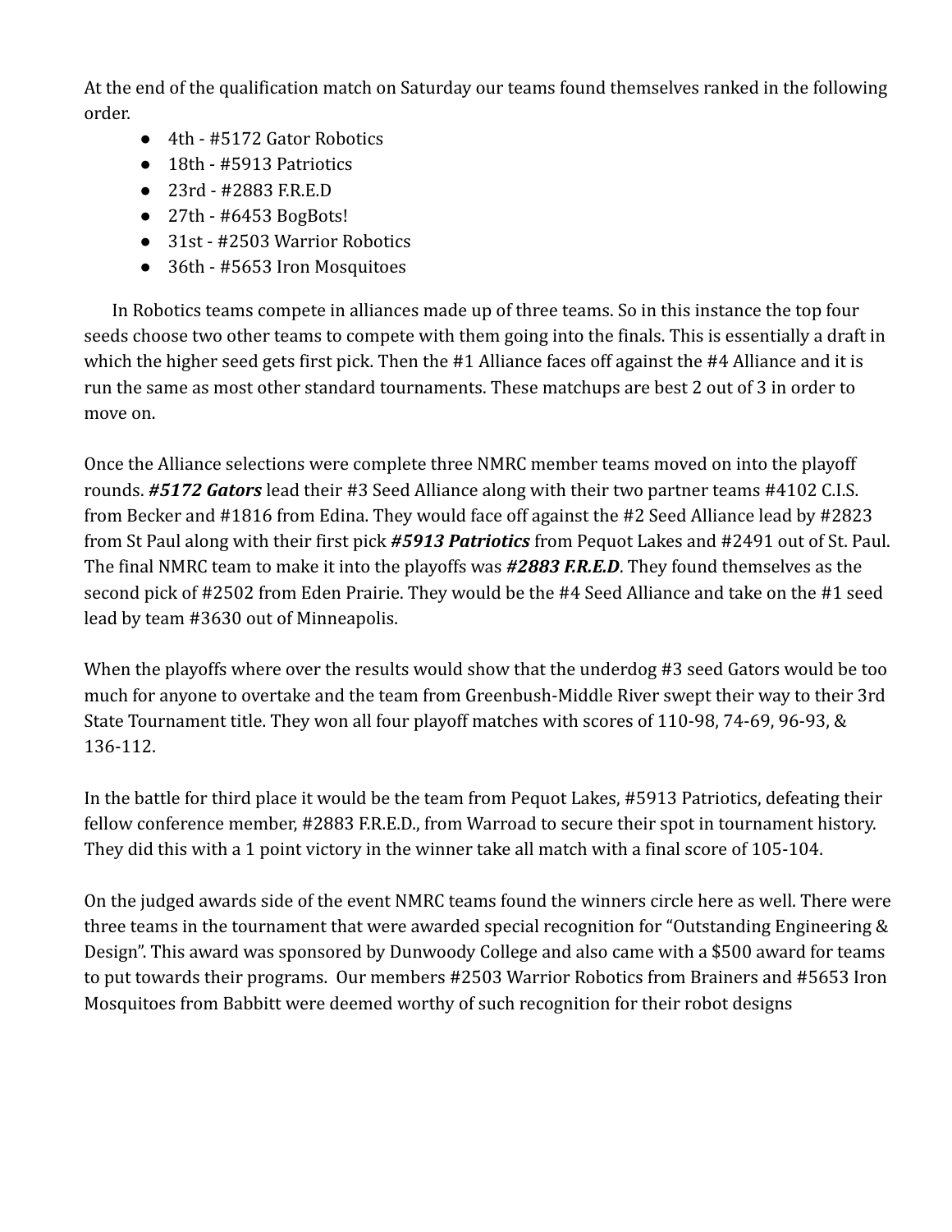At the end of the qualification match on Saturday our teams found themselves ranked in the following order.

- 4th - #5172 Gator Robotics
- 18th - #5913 Patriotics
- 23rd - #2883 F.R.E.D
- 27th - #6453 BogBots!
- 31st - #2503 Warrior Robotics
- 36th - #5653 Iron Mosquitoes

In Robotics teams compete in alliances made up of three teams. So in this instance the top four seeds choose two other teams to compete with them going into the finals. This is essentially a draft in which the higher seed gets first pick. Then the #1 Alliance faces off against the #4 Alliance and it is run the same as most other standard tournaments. These matchups are best 2 out of 3 in order to move on.

Once the Alliance selections were complete three NMRC member teams moved on into the playoff rounds. ***#5172 Gators*** lead their #3 Seed Alliance along with their two partner teams #4102 C.I.S. from Becker and #1816 from Edina. They would face off against the #2 Seed Alliance lead by #2823 from St Paul along with their first pick ***#5913 Patriotics*** from Pequot Lakes and #2491 out of St. Paul. The final NMRC team to make it into the playoffs was ***#2883 F.R.E.D***. They found themselves as the second pick of #2502 from Eden Prairie. They would be the #4 Seed Alliance and take on the #1 seed lead by team #3630 out of Minneapolis.

When the playoffs where over the results would show that the underdog #3 seed Gators would be too much for anyone to overtake and the team from Greenbush-Middle River swept their way to their 3rd State Tournament title. They won all four playoff matches with scores of 110-98, 74-69, 96-93, & 136-112.

In the battle for third place it would be the team from Pequot Lakes, #5913 Patriotics, defeating their fellow conference member, #2883 F.R.E.D., from Warroad to secure their spot in tournament history. They did this with a 1 point victory in the winner take all match with a final score of 105-104.

On the judged awards side of the event NMRC teams found the winners circle here as well. There were three teams in the tournament that were awarded special recognition for "Outstanding Engineering & Design". This award was sponsored by Dunwoody College and also came with a $500 award for teams to put towards their programs. Our members #2503 Warrior Robotics from Brainers and #5653 Iron Mosquitoes from Babbitt were deemed worthy of such recognition for their robot designs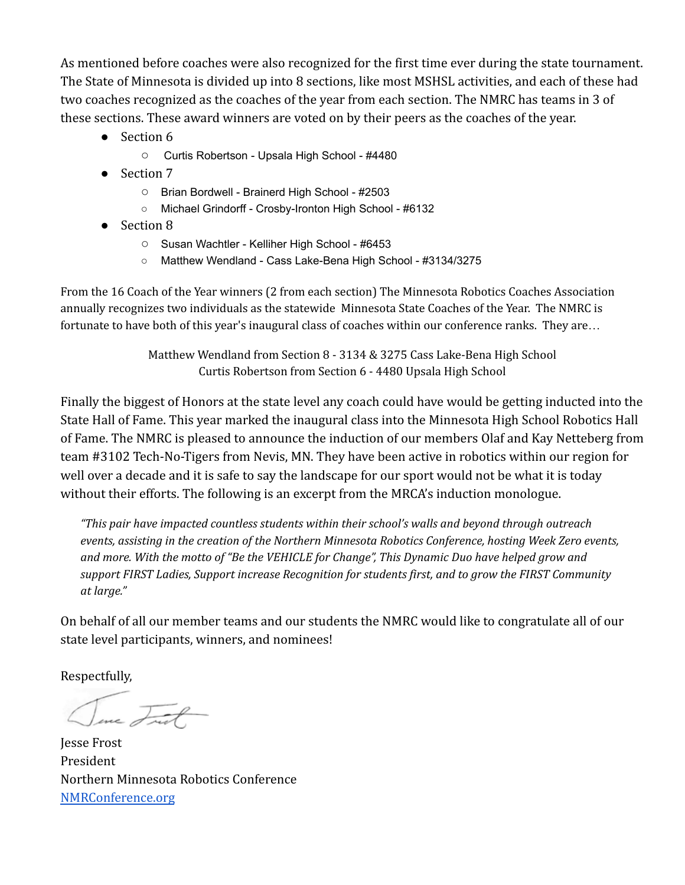As mentioned before coaches were also recognized for the first time ever during the state tournament. The State of Minnesota is divided up into 8 sections, like most MSHSL activities, and each of these had two coaches recognized as the coaches of the year from each section. The NMRC has teams in 3 of these sections. These award winners are voted on by their peers as the coaches of the year.

- Section 6
  - Curtis Robertson - Upsala High School - #4480
- Section 7
  - Brian Bordwell - Brainerd High School - #2503
  - Michael Grindorff - Crosby-Ironton High School - #6132
- Section 8
  - Susan Wachtler - Kelliher High School - #6453
  - Matthew Wendland - Cass Lake-Bena High School - #3134/3275

From the 16 Coach of the Year winners (2 from each section) The Minnesota Robotics Coaches Association annually recognizes two individuals as the statewide Minnesota State Coaches of the Year. The NMRC is fortunate to have both of this year's inaugural class of coaches within our conference ranks. They are…

Matthew Wendland from Section 8 - 3134 & 3275 Cass Lake-Bena High School
Curtis Robertson from Section 6 - 4480 Upsala High School

Finally the biggest of Honors at the state level any coach could have would be getting inducted into the State Hall of Fame. This year marked the inaugural class into the Minnesota High School Robotics Hall of Fame. The NMRC is pleased to announce the induction of our members Olaf and Kay Netteberg from team #3102 Tech-No-Tigers from Nevis, MN. They have been active in robotics within our region for well over a decade and it is safe to say the landscape for our sport would not be what it is today without their efforts. The following is an excerpt from the MRCA's induction monologue.

> *"This pair have impacted countless students within their school's walls and beyond through outreach events, assisting in the creation of the Northern Minnesota Robotics Conference, hosting Week Zero events, and more. With the motto of "Be the VEHICLE for Change", This Dynamic Duo have helped grow and support FIRST Ladies, Support increase Recognition for students first, and to grow the FIRST Community at large."*

On behalf of all our member teams and our students the NMRC would like to congratulate all of our state level participants, winners, and nominees!

Respectfully,

Jesse Frost
President
Northern Minnesota Robotics Conference
[NMRConference.org](NMRConference.org)